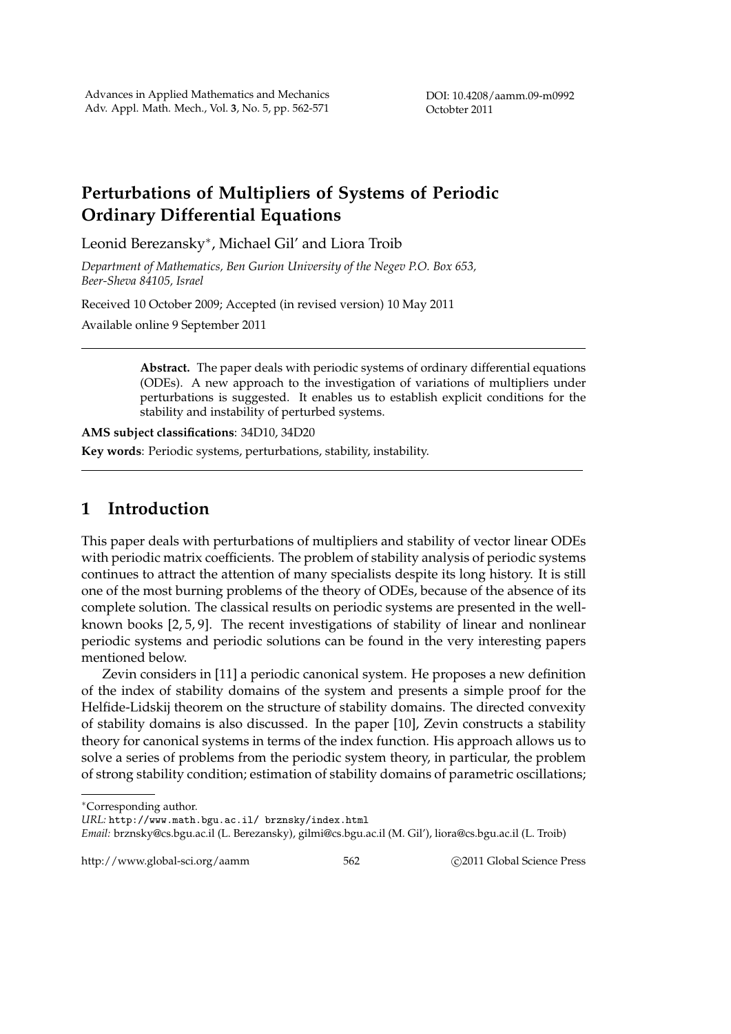# Perturbations of Multipliers of Systems of Periodic Ordinary Differential Equations

Leonid Berezansky*, Michael Gil' and Liora Troib

*Department of Mathematics, Ben Gurion University of the Negev P.O. Box 653, Beer-Sheva 84105, Israel*

Received 10 October 2009; Accepted (in revised version) 10 May 2011

Available online 9 September 2011

---

> **Abstract.** The paper deals with periodic systems of ordinary differential equations (ODEs). A new approach to the investigation of variations of multipliers under perturbations is suggested. It enables us to establish explicit conditions for the stability and instability of perturbed systems.

**AMS subject classifications**: 34D10, 34D20

**Key words**: Periodic systems, perturbations, stability, instability.

---

## 1 Introduction

This paper deals with perturbations of multipliers and stability of vector linear ODEs with periodic matrix coefficients. The problem of stability analysis of periodic systems continues to attract the attention of many specialists despite its long history. It is still one of the most burning problems of the theory of ODEs, because of the absence of its complete solution. The classical results on periodic systems are presented in the well-known books [2, 5, 9]. The recent investigations of stability of linear and nonlinear periodic systems and periodic solutions can be found in the very interesting papers mentioned below.

Zevin considers in [11] a periodic canonical system. He proposes a new definition of the index of stability domains of the system and presents a simple proof for the Helfide-Lidskij theorem on the structure of stability domains. The directed convexity of stability domains is also discussed. In the paper [10], Zevin constructs a stability theory for canonical systems in terms of the index function. His approach allows us to solve a series of problems from the periodic system theory, in particular, the problem of strong stability condition; estimation of stability domains of parametric oscillations;

---

*Corresponding author.

*URL:* http://www.math.bgu.ac.il/ brznsky/index.html

*Email:* brznsky@cs.bgu.ac.il (L. Berezansky), gilmi@cs.bgu.ac.il (M. Gil'), liora@cs.bgu.ac.il (L. Troib)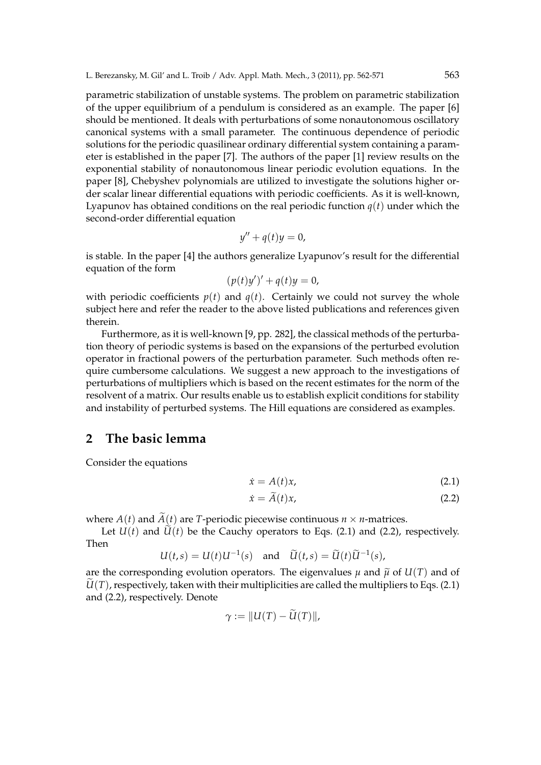parametric stabilization of unstable systems. The problem on parametric stabilization of the upper equilibrium of a pendulum is considered as an example. The paper [6] should be mentioned. It deals with perturbations of some nonautonomous oscillatory canonical systems with a small parameter. The continuous dependence of periodic solutions for the periodic quasilinear ordinary differential system containing a parameter is established in the paper [7]. The authors of the paper [1] review results on the exponential stability of nonautonomous linear periodic evolution equations. In the paper [8], Chebyshev polynomials are utilized to investigate the solutions higher order scalar linear differential equations with periodic coefficients. As it is well-known, Lyapunov has obtained conditions on the real periodic function $q(t)$ under which the second-order differential equation

$$y'' + q(t)y = 0,$$

is stable. In the paper [4] the authors generalize Lyapunov's result for the differential equation of the form

$$(p(t)y')' + q(t)y = 0,$$

with periodic coefficients $p(t)$ and $q(t)$. Certainly we could not survey the whole subject here and refer the reader to the above listed publications and references given therein.

Furthermore, as it is well-known [9, pp. 282], the classical methods of the perturbation theory of periodic systems is based on the expansions of the perturbed evolution operator in fractional powers of the perturbation parameter. Such methods often require cumbersome calculations. We suggest a new approach to the investigations of perturbations of multipliers which is based on the recent estimates for the norm of the resolvent of a matrix. Our results enable us to establish explicit conditions for stability and instability of perturbed systems. The Hill equations are considered as examples.

## 2 The basic lemma

Consider the equations

$$\dot{x} = A(t)x, \tag{2.1}$$

$$\dot{x} = \widetilde{A}(t)x, \tag{2.2}$$

where $A(t)$ and $\widetilde{A}(t)$ are $T$-periodic piecewise continuous $n \times n$-matrices.

Let $U(t)$ and $\widetilde{U}(t)$ be the Cauchy operators to Eqs. (2.1) and (2.2), respectively. Then

$$U(t,s) = U(t)U^{-1}(s) \quad \text{and} \quad \widetilde{U}(t,s) = \widetilde{U}(t)\widetilde{U}^{-1}(s),$$

are the corresponding evolution operators. The eigenvalues $\mu$ and $\widetilde{\mu}$ of $U(T)$ and of $\widetilde{U}(T)$, respectively, taken with their multiplicities are called the multipliers to Eqs. (2.1) and (2.2), respectively. Denote

$$\gamma := \|U(T) - \widetilde{U}(T)\|,$$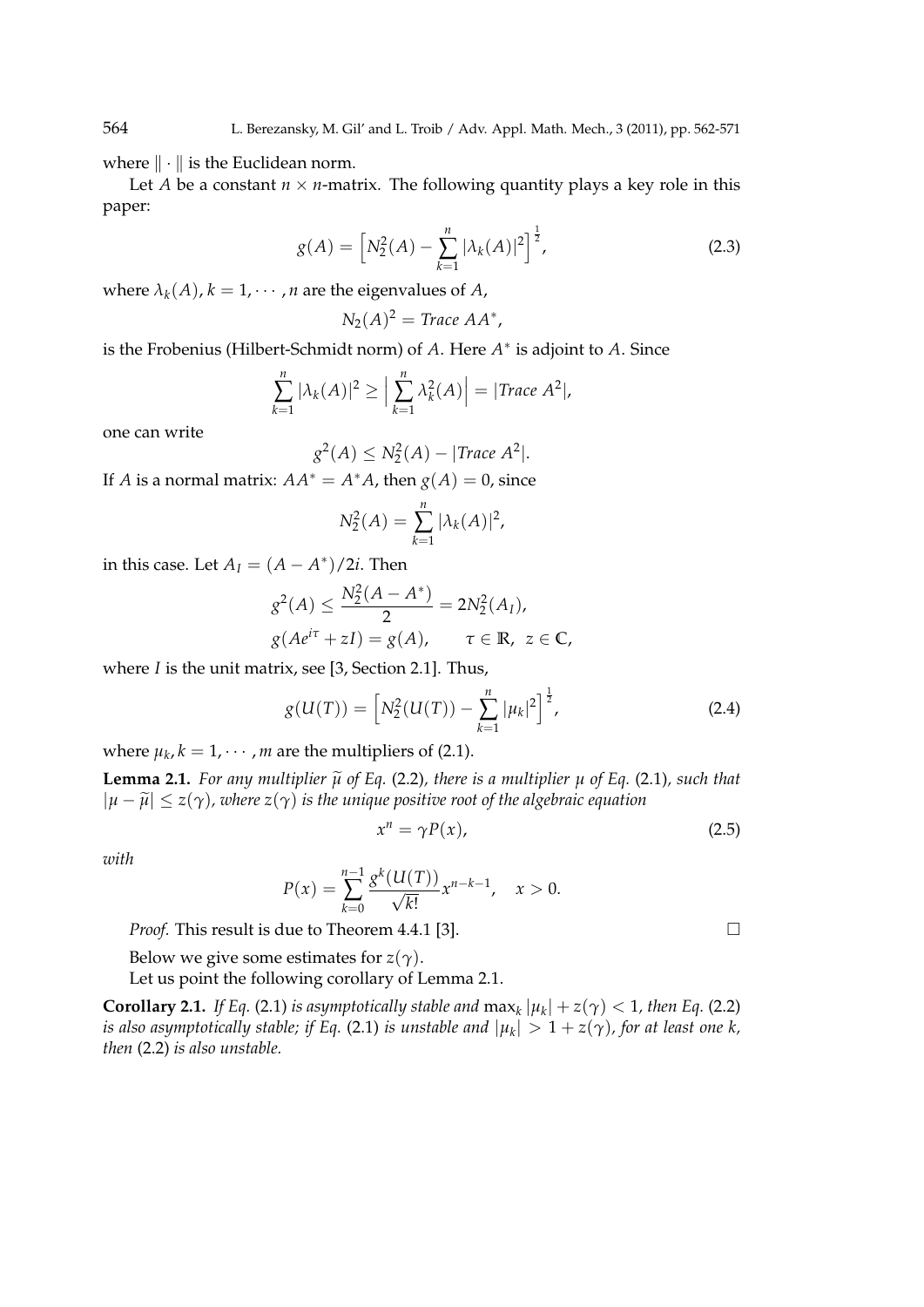where $\|\cdot\|$ is the Euclidean norm.

Let $A$ be a constant $n \times n$-matrix. The following quantity plays a key role in this paper:

$$g(A) = \Big[N_2^2(A) - \sum_{k=1}^{n} |\lambda_k(A)|^2\Big]^{\frac{1}{2}}, \tag{2.3}$$

where $\lambda_k(A)$, $k = 1, \cdots, n$ are the eigenvalues of $A$,

$$N_2(A)^2 = \mathit{Trace}\ AA^*,$$

is the Frobenius (Hilbert-Schmidt norm) of $A$. Here $A^*$ is adjoint to $A$. Since

$$\sum_{k=1}^{n} |\lambda_k(A)|^2 \geq \Big|\sum_{k=1}^{n} \lambda_k^2(A)\Big| = |\mathit{Trace}\ A^2|,$$

one can write

$$g^2(A) \leq N_2^2(A) - |\mathit{Trace}\ A^2|.$$

If $A$ is a normal matrix: $AA^* = A^*A$, then $g(A) = 0$, since

$$N_2^2(A) = \sum_{k=1}^{n} |\lambda_k(A)|^2,$$

in this case. Let $A_I = (A - A^*)/2i$. Then

$$g^2(A) \leq \frac{N_2^2(A - A^*)}{2} = 2N_2^2(A_I),$$
$$g(Ae^{i\tau} + zI) = g(A), \qquad \tau \in \mathbb{R},\ z \in \mathbb{C},$$

where $I$ is the unit matrix, see [3, Section 2.1]. Thus,

$$g(U(T)) = \Big[N_2^2(U(T)) - \sum_{k=1}^{n} |\mu_k|^2\Big]^{\frac{1}{2}}, \tag{2.4}$$

where $\mu_k, k = 1, \cdots, m$ are the multipliers of (2.1).

**Lemma 2.1.** *For any multiplier $\widetilde{\mu}$ of Eq.* (2.2)*, there is a multiplier $\mu$ of Eq.* (2.1)*, such that $|\mu - \widetilde{\mu}| \leq z(\gamma)$, where $z(\gamma)$ is the unique positive root of the algebraic equation*

$$x^n = \gamma P(x), \tag{2.5}$$

*with*

$$P(x) = \sum_{k=0}^{n-1} \frac{g^k(U(T))}{\sqrt{k!}} x^{n-k-1}, \quad x > 0.$$

*Proof.* This result is due to Theorem 4.4.1 [3]. $\square$

Below we give some estimates for $z(\gamma)$.

Let us point the following corollary of Lemma 2.1.

**Corollary 2.1.** *If Eq.* (2.1) *is asymptotically stable and $\max_k |\mu_k| + z(\gamma) < 1$, then Eq.* (2.2) *is also asymptotically stable; if Eq.* (2.1) *is unstable and $|\mu_k| > 1 + z(\gamma)$, for at least one $k$, then* (2.2) *is also unstable.*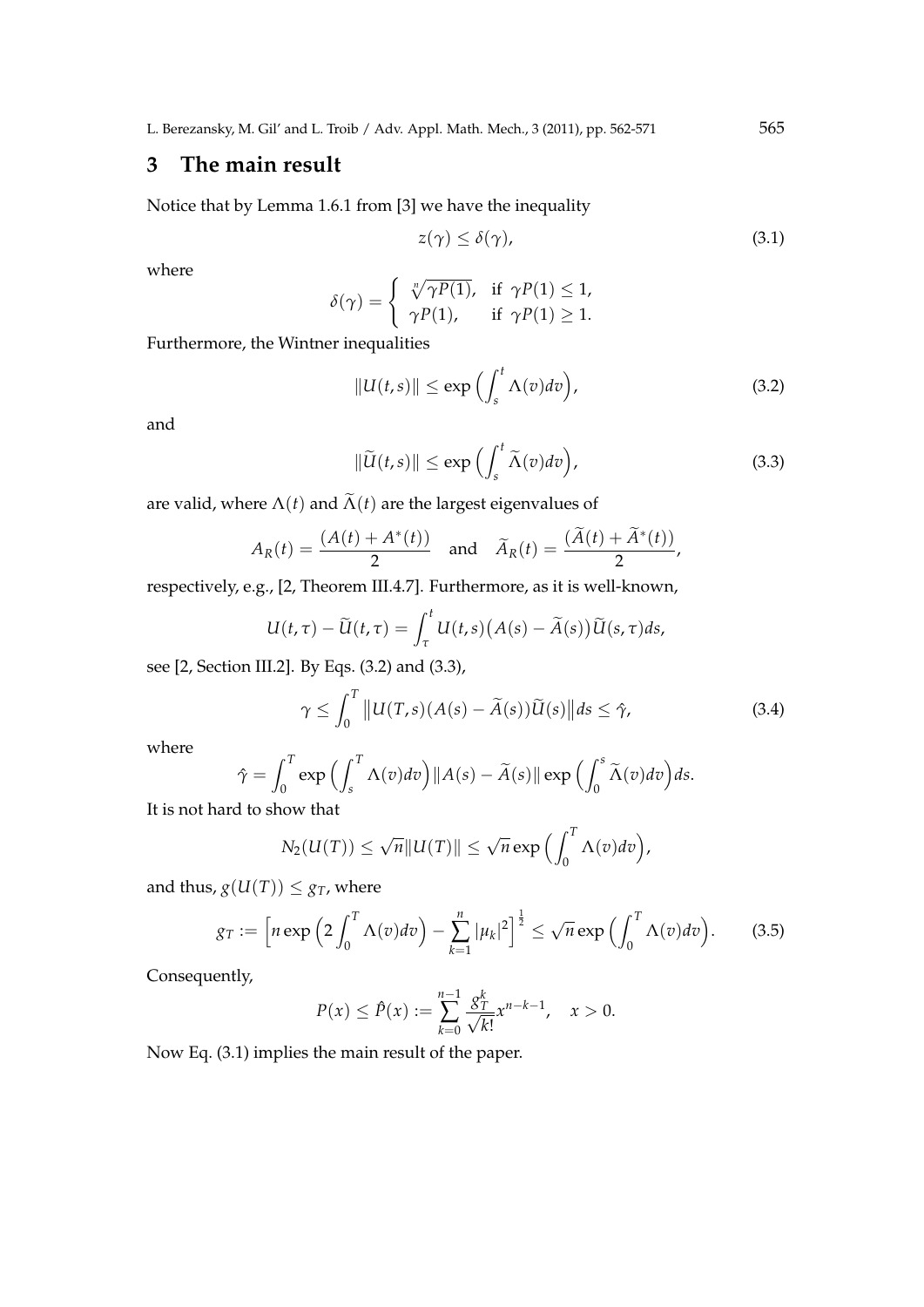## 3 The main result

Notice that by Lemma 1.6.1 from [3] we have the inequality

$$z(\gamma) \le \delta(\gamma), \tag{3.1}$$

where

$$\delta(\gamma) = \begin{cases} \sqrt[n]{\gamma P(1)}, & \text{if } \gamma P(1) \le 1, \\ \gamma P(1), & \text{if } \gamma P(1) \ge 1. \end{cases}$$

Furthermore, the Wintner inequalities

$$\|U(t,s)\| \le \exp\Big(\int_s^t \Lambda(v)dv\Big), \tag{3.2}$$

and

$$\|\widetilde{U}(t,s)\| \le \exp\Big(\int_s^t \widetilde{\Lambda}(v)dv\Big), \tag{3.3}$$

are valid, where $\Lambda(t)$ and $\widetilde{\Lambda}(t)$ are the largest eigenvalues of

$$A_R(t) = \frac{(A(t)+A^*(t))}{2} \quad \text{and} \quad \widetilde{A}_R(t) = \frac{(\widetilde{A}(t)+\widetilde{A}^*(t))}{2},$$

respectively, e.g., [2, Theorem III.4.7]. Furthermore, as it is well-known,

$$U(t,\tau) - \widetilde{U}(t,\tau) = \int_\tau^t U(t,s)\big(A(s)-\widetilde{A}(s)\big)\widetilde{U}(s,\tau)ds,$$

see [2, Section III.2]. By Eqs. (3.2) and (3.3),

$$\gamma \le \int_0^T \big\|U(T,s)(A(s)-\widetilde{A}(s))\widetilde{U}(s)\big\|ds \le \hat{\gamma}, \tag{3.4}$$

where

$$\hat{\gamma} = \int_0^T \exp\Big(\int_s^T \Lambda(v)dv\Big)\|A(s)-\widetilde{A}(s)\|\exp\Big(\int_0^s \widetilde{\Lambda}(v)dv\Big)ds.$$

It is not hard to show that

$$N_2(U(T)) \le \sqrt{n}\|U(T)\| \le \sqrt{n}\exp\Big(\int_0^T \Lambda(v)dv\Big),$$

and thus, $g(U(T)) \le g_T$, where

$$g_T := \Big[n\exp\Big(2\int_0^T \Lambda(v)dv\Big) - \sum_{k=1}^n |\mu_k|^2\Big]^{\frac{1}{2}} \le \sqrt{n}\exp\Big(\int_0^T \Lambda(v)dv\Big). \tag{3.5}$$

Consequently,

$$P(x) \le \hat{P}(x) := \sum_{k=0}^{n-1} \frac{g_T^k}{\sqrt{k!}}x^{n-k-1}, \quad x > 0.$$

Now Eq. (3.1) implies the main result of the paper.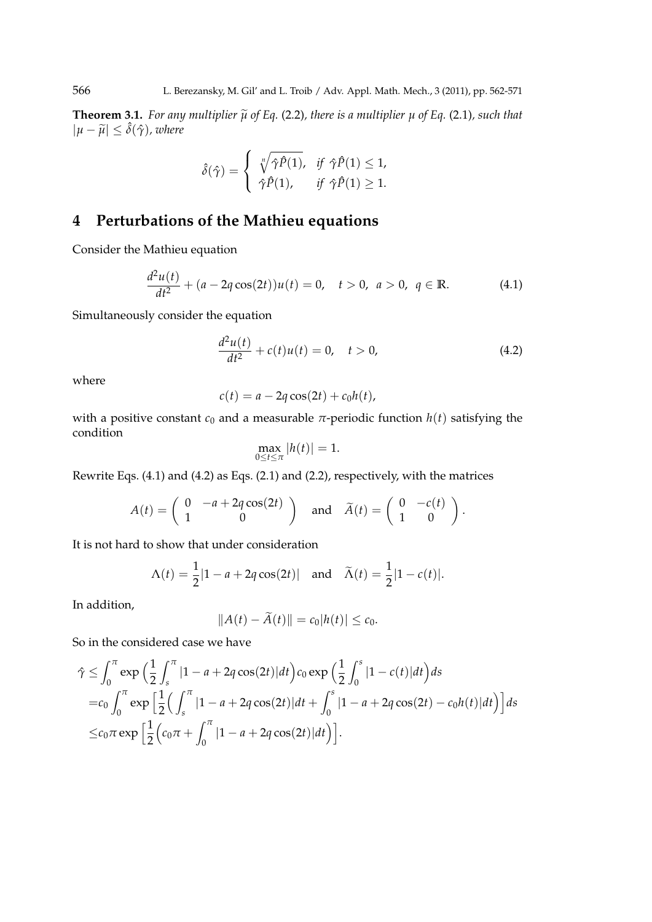**Theorem 3.1.** *For any multiplier $\widetilde{\mu}$ of Eq.* (2.2)*, there is a multiplier $\mu$ of Eq.* (2.1)*, such that $|\mu - \widetilde{\mu}| \le \hat{\delta}(\hat{\gamma})$, where*

$$\hat{\delta}(\hat{\gamma}) = \begin{cases} \sqrt[n]{\hat{\gamma}\hat{P}(1)}, & \text{if } \hat{\gamma}\hat{P}(1) \le 1, \\ \hat{\gamma}\hat{P}(1), & \text{if } \hat{\gamma}\hat{P}(1) \ge 1. \end{cases}$$

## 4 Perturbations of the Mathieu equations

Consider the Mathieu equation

$$\frac{d^2u(t)}{dt^2} + (a - 2q\cos(2t))u(t) = 0, \quad t > 0, \ a > 0, \ q \in \mathbb{R}. \tag{4.1}$$

Simultaneously consider the equation

$$\frac{d^2u(t)}{dt^2} + c(t)u(t) = 0, \quad t > 0, \tag{4.2}$$

where

$$c(t) = a - 2q\cos(2t) + c_0 h(t),$$

with a positive constant $c_0$ and a measurable $\pi$-periodic function $h(t)$ satisfying the condition

$$\max_{0 \le t \le \pi} |h(t)| = 1.$$

Rewrite Eqs. (4.1) and (4.2) as Eqs. (2.1) and (2.2), respectively, with the matrices

$$A(t) = \begin{pmatrix} 0 & -a + 2q\cos(2t) \\ 1 & 0 \end{pmatrix} \quad \text{and} \quad \widetilde{A}(t) = \begin{pmatrix} 0 & -c(t) \\ 1 & 0 \end{pmatrix}.$$

It is not hard to show that under consideration

$$\Lambda(t) = \frac{1}{2}|1 - a + 2q\cos(2t)| \quad \text{and} \quad \widetilde{\Lambda}(t) = \frac{1}{2}|1 - c(t)|.$$

In addition,

$$\|A(t) - \widetilde{A}(t)\| = c_0|h(t)| \le c_0.$$

So in the considered case we have

$$\begin{aligned}
\hat{\gamma} \le & \int_0^\pi \exp\Big(\frac{1}{2}\int_s^\pi |1 - a + 2q\cos(2t)|dt\Big) c_0 \exp\Big(\frac{1}{2}\int_0^s |1 - c(t)|dt\Big) ds \\
= & c_0 \int_0^\pi \exp\Big[\frac{1}{2}\Big(\int_s^\pi |1 - a + 2q\cos(2t)|dt + \int_0^s |1 - a + 2q\cos(2t) - c_0h(t)|dt\Big)\Big] ds \\
\le & c_0\pi \exp\Big[\frac{1}{2}\Big(c_0\pi + \int_0^\pi |1 - a + 2q\cos(2t)|dt\Big)\Big].
\end{aligned}$$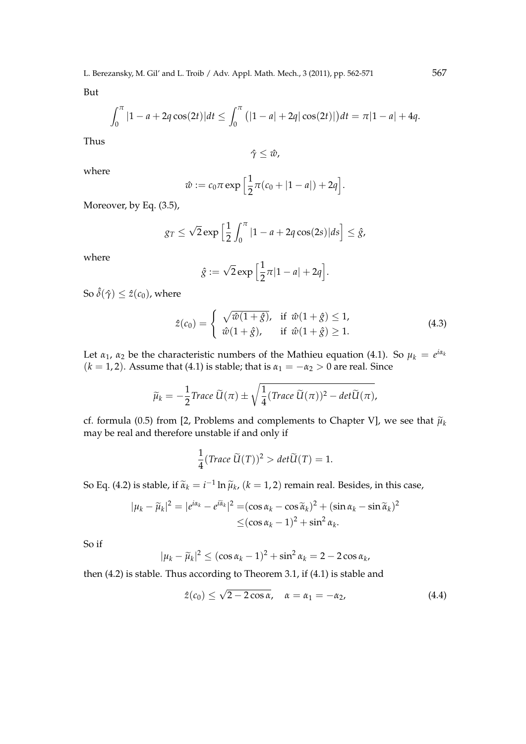But

$$\int_0^\pi |1-a+2q\cos(2t)|dt \le \int_0^\pi \big(|1-a|+2q|\cos(2t)|\big)dt = \pi|1-a|+4q.$$

Thus

$$\hat{\gamma} \le \hat{w},$$

where

$$\hat{w} := c_0\pi \exp\Big[\frac{1}{2}\pi(c_0+|1-a|)+2q\Big].$$

Moreover, by Eq. (3.5),

$$g_T \le \sqrt{2}\exp\Big[\frac{1}{2}\int_0^\pi |1-a+2q\cos(2s)|ds\Big] \le \hat{g},$$

where

$$\hat{g} := \sqrt{2}\exp\Big[\frac{1}{2}\pi|1-a|+2q\Big].$$

So $\hat{\delta}(\hat{\gamma}) \le \hat{z}(c_0)$, where

$$\hat{z}(c_0) = \begin{cases} \sqrt{\hat{w}(1+\hat{g})}, & \text{if } \hat{w}(1+\hat{g}) \le 1, \\ \hat{w}(1+\hat{g}), & \text{if } \hat{w}(1+\hat{g}) \ge 1. \end{cases} \tag{4.3}$$

Let $\alpha_1$, $\alpha_2$ be the characteristic numbers of the Mathieu equation (4.1). So $\mu_k = e^{i\alpha_k}$ $(k=1,2)$. Assume that (4.1) is stable; that is $\alpha_1 = -\alpha_2 > 0$ are real. Since

$$\widetilde{\mu}_k = -\frac{1}{2}Trace\ \widetilde{U}(\pi) \pm \sqrt{\frac{1}{4}(Trace\ \widetilde{U}(\pi))^2 - det\widetilde{U}(\pi)},$$

cf. formula (0.5) from [2, Problems and complements to Chapter V], we see that $\widetilde{\mu}_k$ may be real and therefore unstable if and only if

$$\frac{1}{4}(Trace\ \widetilde{U}(T))^2 > det\widetilde{U}(T) = 1.$$

So Eq. (4.2) is stable, if $\widetilde{\alpha}_k = i^{-1}\ln\widetilde{\mu}_k$, $(k=1,2)$ remain real. Besides, in this case,

$$\begin{aligned}|\mu_k - \widetilde{\mu}_k|^2 = |e^{i\alpha_k} - e^{i\widetilde{\alpha}_k}|^2 =& (\cos\alpha_k - \cos\widetilde{\alpha}_k)^2 + (\sin\alpha_k - \sin\widetilde{\alpha}_k)^2 \\ \le& (\cos\alpha_k - 1)^2 + \sin^2\alpha_k.\end{aligned}$$

So if

$$|\mu_k - \widetilde{\mu}_k|^2 \le (\cos\alpha_k - 1)^2 + \sin^2\alpha_k = 2 - 2\cos\alpha_k,$$

then (4.2) is stable. Thus according to Theorem 3.1, if (4.1) is stable and

$$\hat{z}(c_0) \le \sqrt{2-2\cos\alpha}, \quad \alpha = \alpha_1 = -\alpha_2, \tag{4.4}$$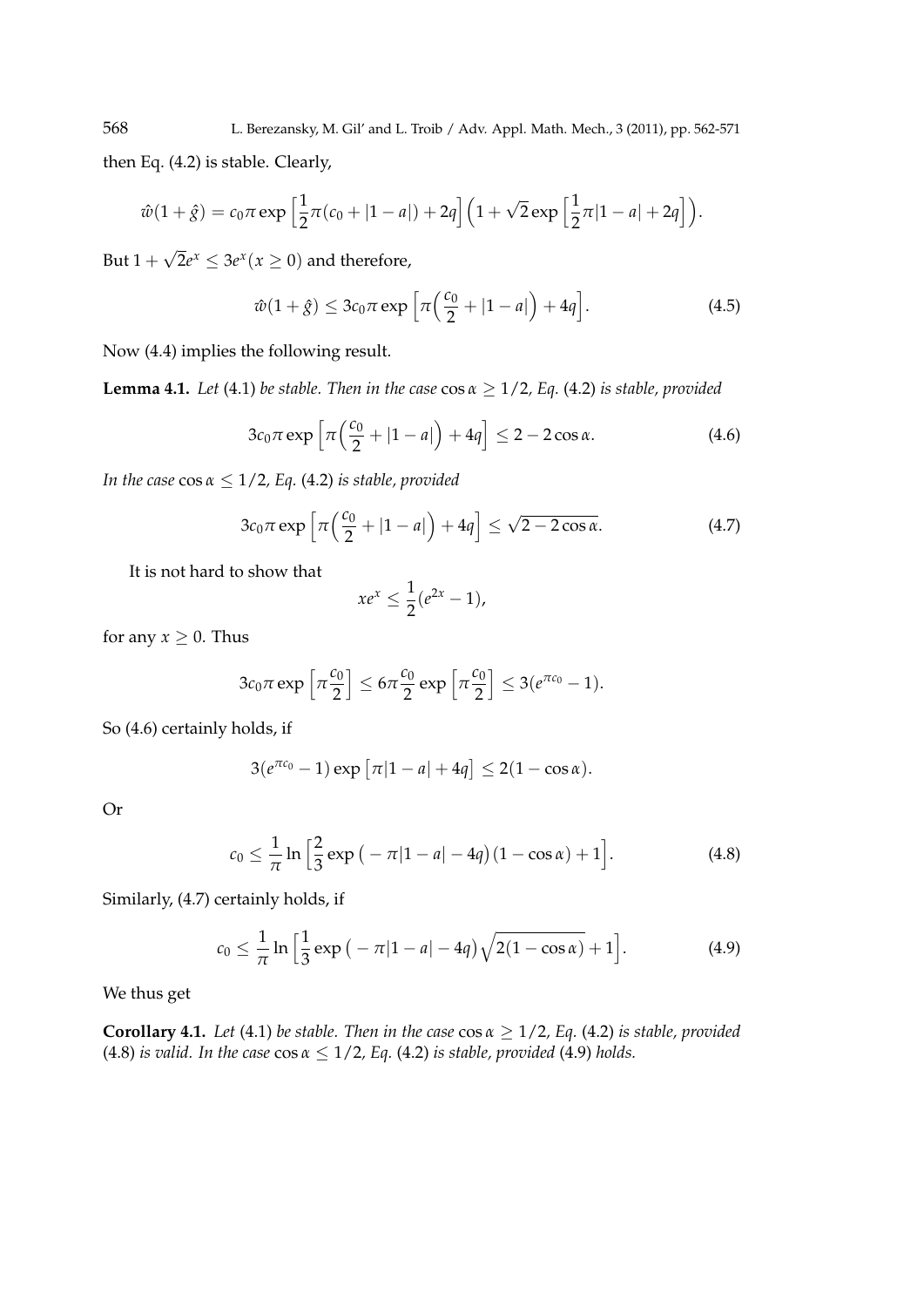then Eq. (4.2) is stable. Clearly,

$$\hat{w}(1+\hat{g}) = c_0\pi \exp\Big[\frac{1}{2}\pi(c_0+|1-a|)+2q\Big]\Big(1+\sqrt{2}\exp\Big[\frac{1}{2}\pi|1-a|+2q\Big]\Big).$$

But $1+\sqrt{2}e^x \le 3e^x (x\ge 0)$ and therefore,

$$\hat{w}(1+\hat{g}) \le 3c_0\pi\exp\Big[\pi\Big(\frac{c_0}{2}+|1-a|\Big)+4q\Big]. \tag{4.5}$$

Now (4.4) implies the following result.

**Lemma 4.1.** *Let* (4.1) *be stable. Then in the case* $\cos\alpha \ge 1/2$*, Eq.* (4.2) *is stable, provided*

$$3c_0\pi\exp\Big[\pi\Big(\frac{c_0}{2}+|1-a|\Big)+4q\Big] \le 2-2\cos\alpha. \tag{4.6}$$

*In the case* $\cos\alpha \le 1/2$*, Eq.* (4.2) *is stable, provided*

$$3c_0\pi\exp\Big[\pi\Big(\frac{c_0}{2}+|1-a|\Big)+4q\Big] \le \sqrt{2-2\cos\alpha}. \tag{4.7}$$

It is not hard to show that

$$xe^x \le \frac{1}{2}(e^{2x}-1),$$

for any $x\ge 0$. Thus

$$3c_0\pi\exp\Big[\pi\frac{c_0}{2}\Big] \le 6\pi\frac{c_0}{2}\exp\Big[\pi\frac{c_0}{2}\Big] \le 3(e^{\pi c_0}-1).$$

So (4.6) certainly holds, if

$$3(e^{\pi c_0}-1)\exp\big[\pi|1-a|+4q\big] \le 2(1-\cos\alpha).$$

Or

$$c_0 \le \frac{1}{\pi}\ln\Big[\frac{2}{3}\exp\big(-\pi|1-a|-4q\big)(1-\cos\alpha)+1\Big]. \tag{4.8}$$

Similarly, (4.7) certainly holds, if

$$c_0 \le \frac{1}{\pi}\ln\Big[\frac{1}{3}\exp\big(-\pi|1-a|-4q\big)\sqrt{2(1-\cos\alpha)}+1\Big]. \tag{4.9}$$

We thus get

**Corollary 4.1.** *Let* (4.1) *be stable. Then in the case* $\cos\alpha \ge 1/2$*, Eq.* (4.2) *is stable, provided* (4.8) *is valid. In the case* $\cos\alpha \le 1/2$*, Eq.* (4.2) *is stable, provided* (4.9) *holds.*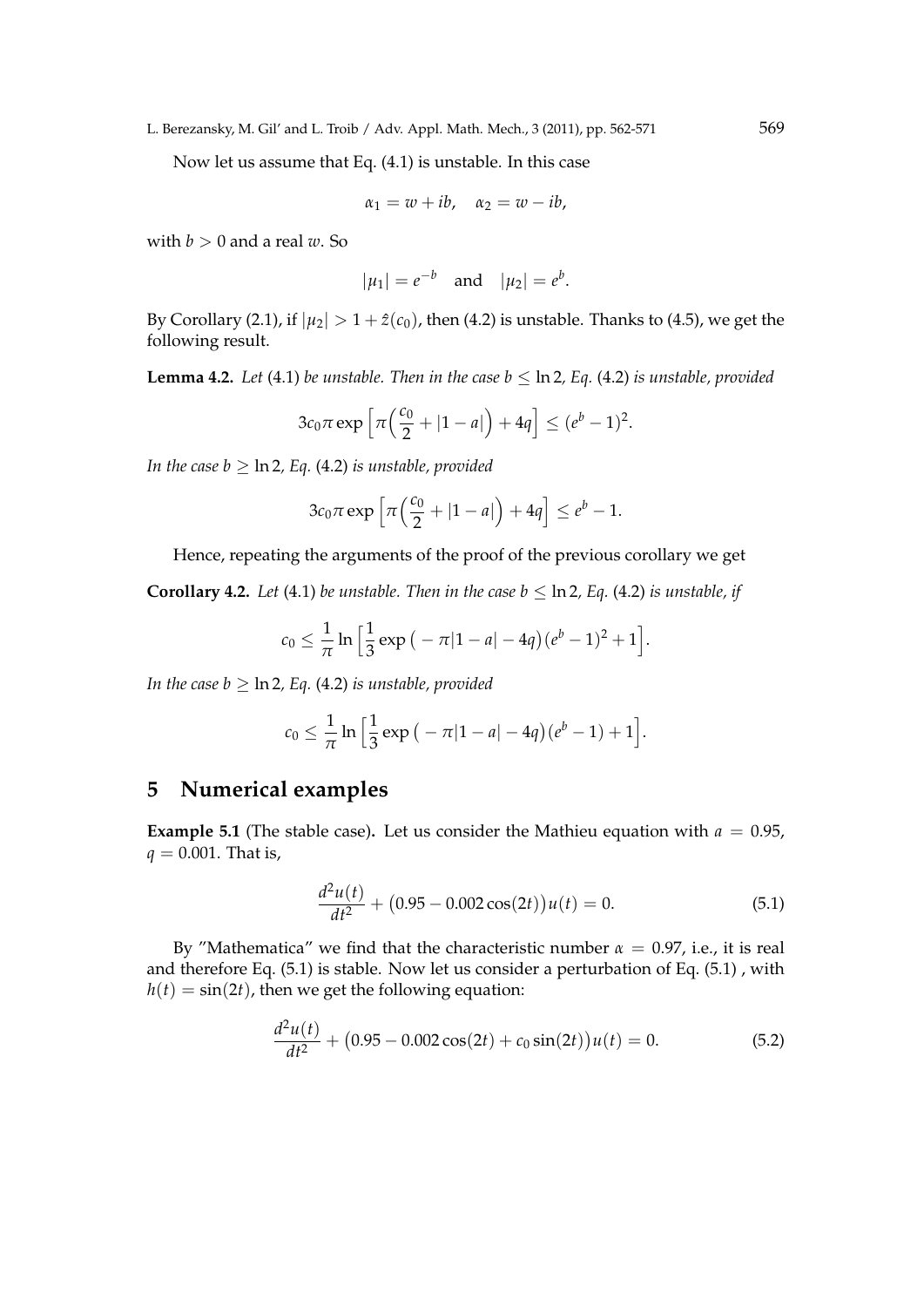Now let us assume that Eq. (4.1) is unstable. In this case

$$\alpha_1 = w + ib, \quad \alpha_2 = w - ib,$$

with $b > 0$ and a real $w$. So

$$|\mu_1| = e^{-b} \quad \text{and} \quad |\mu_2| = e^{b}.$$

By Corollary (2.1), if $|\mu_2| > 1 + \hat{z}(c_0)$, then (4.2) is unstable. Thanks to (4.5), we get the following result.

**Lemma 4.2.** *Let* (4.1) *be unstable. Then in the case $b \leq \ln 2$, Eq.* (4.2) *is unstable, provided*

$$3c_0\pi \exp\Big[\pi\Big(\frac{c_0}{2} + |1-a|\Big) + 4q\Big] \leq (e^b - 1)^2.$$

*In the case $b \geq \ln 2$, Eq.* (4.2) *is unstable, provided*

$$3c_0\pi \exp\Big[\pi\Big(\frac{c_0}{2} + |1-a|\Big) + 4q\Big] \leq e^b - 1.$$

Hence, repeating the arguments of the proof of the previous corollary we get

**Corollary 4.2.** *Let* (4.1) *be unstable. Then in the case $b \leq \ln 2$, Eq.* (4.2) *is unstable, if*

$$c_0 \leq \frac{1}{\pi} \ln\Big[\frac{1}{3}\exp\big(-\pi|1-a| - 4q\big)(e^b - 1)^2 + 1\Big].$$

*In the case $b \geq \ln 2$, Eq.* (4.2) *is unstable, provided*

$$c_0 \leq \frac{1}{\pi} \ln\Big[\frac{1}{3}\exp\big(-\pi|1-a| - 4q\big)(e^b - 1) + 1\Big].$$

## 5 Numerical examples

**Example 5.1** (The stable case)**.** Let us consider the Mathieu equation with $a = 0.95$, $q = 0.001$. That is,

$$\frac{d^2u(t)}{dt^2} + \big(0.95 - 0.002\cos(2t)\big)u(t) = 0. \tag{5.1}$$

By "Mathematica" we find that the characteristic number $\alpha = 0.97$, i.e., it is real and therefore Eq. (5.1) is stable. Now let us consider a perturbation of Eq. (5.1) , with $h(t) = \sin(2t)$, then we get the following equation:

$$\frac{d^2u(t)}{dt^2} + \big(0.95 - 0.002\cos(2t) + c_0\sin(2t)\big)u(t) = 0. \tag{5.2}$$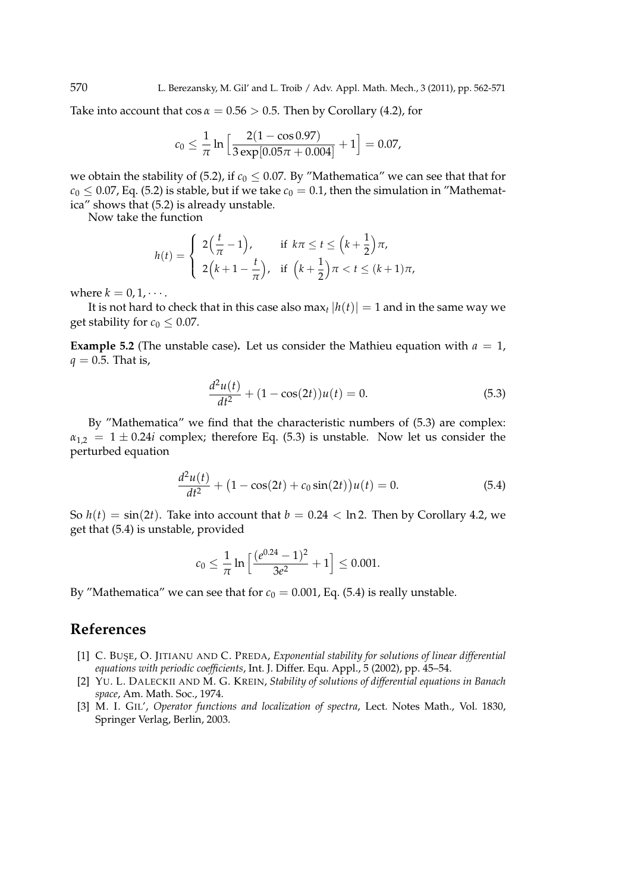Take into account that $\cos\alpha = 0.56 > 0.5$. Then by Corollary (4.2), for

$$c_0 \le \frac{1}{\pi}\ln\Big[\frac{2(1-\cos 0.97)}{3\exp[0.05\pi + 0.004]} + 1\Big] = 0.07,$$

we obtain the stability of (5.2), if $c_0 \le 0.07$. By "Mathematica" we can see that that for $c_0 \le 0.07$, Eq. (5.2) is stable, but if we take $c_0 = 0.1$, then the simulation in "Mathematica" shows that (5.2) is already unstable.

Now take the function

$$h(t) = \begin{cases} 2\Big(\dfrac{t}{\pi} - 1\Big), & \text{if } k\pi \le t \le \Big(k + \dfrac{1}{2}\Big)\pi, \\ 2\Big(k + 1 - \dfrac{t}{\pi}\Big), & \text{if } \Big(k + \dfrac{1}{2}\Big)\pi < t \le (k+1)\pi, \end{cases}$$

where $k = 0, 1, \cdots$.

It is not hard to check that in this case also $\max_t |h(t)| = 1$ and in the same way we get stability for $c_0 \le 0.07$.

**Example 5.2** (The unstable case)**.** Let us consider the Mathieu equation with $a = 1$, $q = 0.5$. That is,

$$\frac{d^2u(t)}{dt^2} + (1 - \cos(2t))u(t) = 0. \tag{5.3}$$

By "Mathematica" we find that the characteristic numbers of (5.3) are complex: $\alpha_{1,2} = 1 \pm 0.24i$ complex; therefore Eq. (5.3) is unstable. Now let us consider the perturbed equation

$$\frac{d^2u(t)}{dt^2} + \big(1 - \cos(2t) + c_0\sin(2t)\big)u(t) = 0. \tag{5.4}$$

So $h(t) = \sin(2t)$. Take into account that $b = 0.24 < \ln 2$. Then by Corollary 4.2, we get that (5.4) is unstable, provided

$$c_0 \le \frac{1}{\pi}\ln\Big[\frac{(e^{0.24} - 1)^2}{3e^2} + 1\Big] \le 0.001.$$

By "Mathematica" we can see that for $c_0 = 0.001$, Eq. (5.4) is really unstable.

## References

[1] C. BUŞE, O. JITIANU AND C. PREDA, *Exponential stability for solutions of linear differential equations with periodic coefficients*, Int. J. Differ. Equ. Appl., 5 (2002), pp. 45–54.

[2] YU. L. DALECKII AND M. G. KREIN, *Stability of solutions of differential equations in Banach space*, Am. Math. Soc., 1974.

[3] M. I. GIL', *Operator functions and localization of spectra*, Lect. Notes Math., Vol. 1830, Springer Verlag, Berlin, 2003.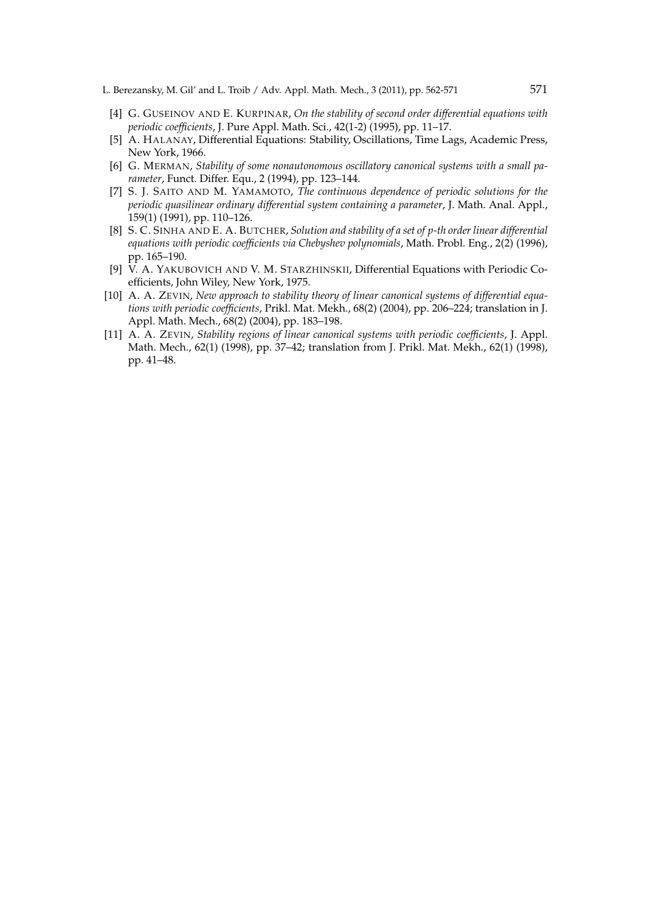[4] G. GUSEINOV AND E. KURPINAR, *On the stability of second order differential equations with periodic coefficients*, J. Pure Appl. Math. Sci., 42(1-2) (1995), pp. 11–17.

[5] A. HALANAY, Differential Equations: Stability, Oscillations, Time Lags, Academic Press, New York, 1966.

[6] G. MERMAN, *Stability of some nonautonomous oscillatory canonical systems with a small parameter*, Funct. Differ. Equ., 2 (1994), pp. 123–144.

[7] S. J. SAITO AND M. YAMAMOTO, *The continuous dependence of periodic solutions for the periodic quasilinear ordinary differential system containing a parameter*, J. Math. Anal. Appl., 159(1) (1991), pp. 110–126.

[8] S. C. SINHA AND E. A. BUTCHER, *Solution and stability of a set of p-th order linear differential equations with periodic coefficients via Chebyshev polynomials*, Math. Probl. Eng., 2(2) (1996), pp. 165–190.

[9] V. A. YAKUBOVICH AND V. M. STARZHINSKII, Differential Equations with Periodic Coefficients, John Wiley, New York, 1975.

[10] A. A. ZEVIN, *New approach to stability theory of linear canonical systems of differential equations with periodic coefficients*, Prikl. Mat. Mekh., 68(2) (2004), pp. 206–224; translation in J. Appl. Math. Mech., 68(2) (2004), pp. 183–198.

[11] A. A. ZEVIN, *Stability regions of linear canonical systems with periodic coefficients*, J. Appl. Math. Mech., 62(1) (1998), pp. 37–42; translation from J. Prikl. Mat. Mekh., 62(1) (1998), pp. 41–48.